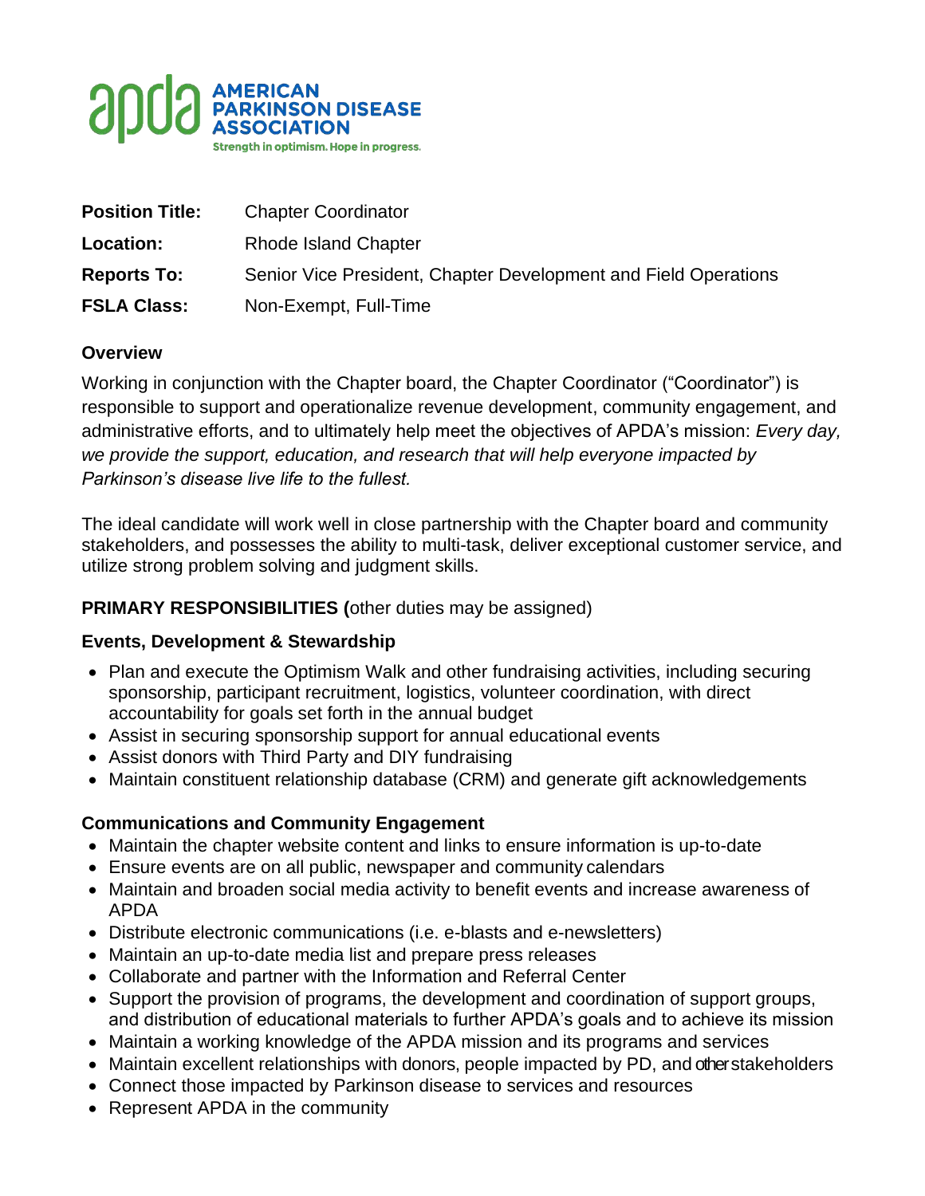AMERICAN PARKINSON DISEASE ASSOCIATION

Strength in optimism. Hope in progress.

| | |
|---|---|
| **Position Title:** | Chapter Coordinator |
| **Location:** | Rhode Island Chapter |
| **Reports To:** | Senior Vice President, Chapter Development and Field Operations |
| **FSLA Class:** | Non-Exempt, Full-Time |

## Overview

Working in conjunction with the Chapter board, the Chapter Coordinator ("Coordinator") is responsible to support and operationalize revenue development, community engagement, and administrative efforts, and to ultimately help meet the objectives of APDA's mission: *Every day, we provide the support, education, and research that will help everyone impacted by Parkinson's disease live life to the fullest.*

The ideal candidate will work well in close partnership with the Chapter board and community stakeholders, and possesses the ability to multi-task, deliver exceptional customer service, and utilize strong problem solving and judgment skills.

## PRIMARY RESPONSIBILITIES (other duties may be assigned)

### Events, Development & Stewardship

- Plan and execute the Optimism Walk and other fundraising activities, including securing sponsorship, participant recruitment, logistics, volunteer coordination, with direct accountability for goals set forth in the annual budget
- Assist in securing sponsorship support for annual educational events
- Assist donors with Third Party and DIY fundraising
- Maintain constituent relationship database (CRM) and generate gift acknowledgements

### Communications and Community Engagement

- Maintain the chapter website content and links to ensure information is up-to-date
- Ensure events are on all public, newspaper and community calendars
- Maintain and broaden social media activity to benefit events and increase awareness of APDA
- Distribute electronic communications (i.e. e-blasts and e-newsletters)
- Maintain an up-to-date media list and prepare press releases
- Collaborate and partner with the Information and Referral Center
- Support the provision of programs, the development and coordination of support groups, and distribution of educational materials to further APDA's goals and to achieve its mission
- Maintain a working knowledge of the APDA mission and its programs and services
- Maintain excellent relationships with donors, people impacted by PD, and other stakeholders
- Connect those impacted by Parkinson disease to services and resources
- Represent APDA in the community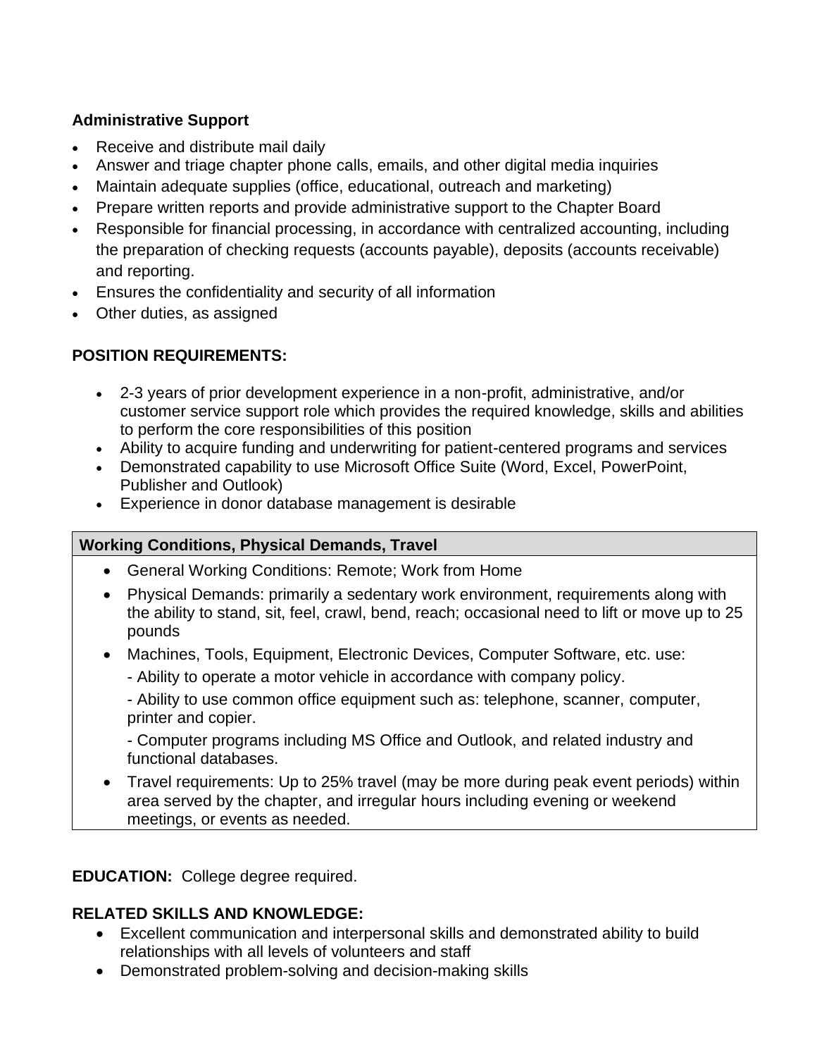**Administrative Support**

- Receive and distribute mail daily
- Answer and triage chapter phone calls, emails, and other digital media inquiries
- Maintain adequate supplies (office, educational, outreach and marketing)
- Prepare written reports and provide administrative support to the Chapter Board
- Responsible for financial processing, in accordance with centralized accounting, including the preparation of checking requests (accounts payable), deposits (accounts receivable) and reporting.
- Ensures the confidentiality and security of all information
- Other duties, as assigned

**POSITION REQUIREMENTS:**

- 2-3 years of prior development experience in a non-profit, administrative, and/or customer service support role which provides the required knowledge, skills and abilities to perform the core responsibilities of this position
- Ability to acquire funding and underwriting for patient-centered programs and services
- Demonstrated capability to use Microsoft Office Suite (Word, Excel, PowerPoint, Publisher and Outlook)
- Experience in donor database management is desirable

| **Working Conditions, Physical Demands, Travel** |
| --- |
| • General Working Conditions: Remote; Work from Home<br>• Physical Demands: primarily a sedentary work environment, requirements along with the ability to stand, sit, feel, crawl, bend, reach; occasional need to lift or move up to 25 pounds<br>• Machines, Tools, Equipment, Electronic Devices, Computer Software, etc. use:<br>- Ability to operate a motor vehicle in accordance with company policy.<br>- Ability to use common office equipment such as: telephone, scanner, computer, printer and copier.<br>- Computer programs including MS Office and Outlook, and related industry and functional databases.<br>• Travel requirements: Up to 25% travel (may be more during peak event periods) within area served by the chapter, and irregular hours including evening or weekend meetings, or events as needed. |

**EDUCATION:** College degree required.

**RELATED SKILLS AND KNOWLEDGE:**

- Excellent communication and interpersonal skills and demonstrated ability to build relationships with all levels of volunteers and staff
- Demonstrated problem-solving and decision-making skills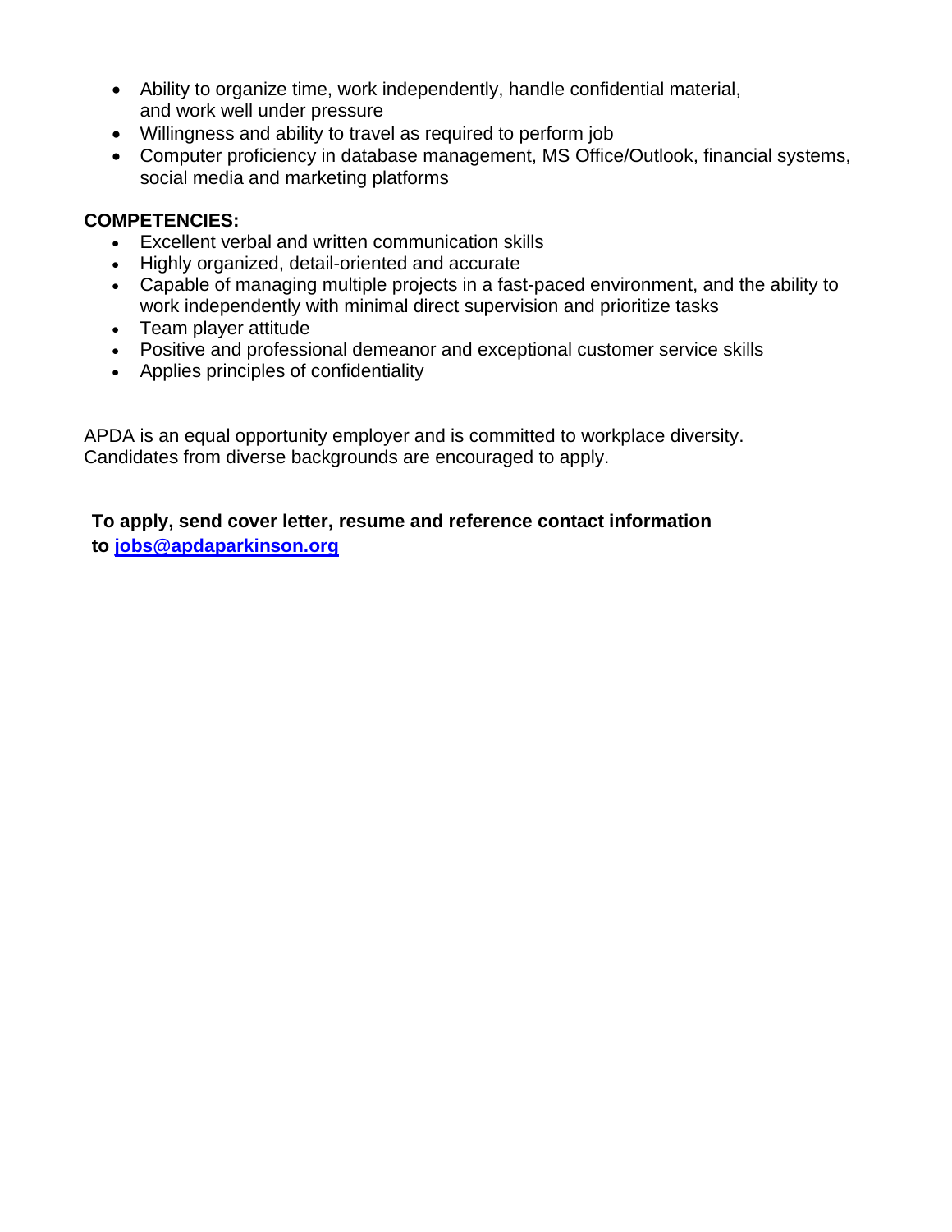- Ability to organize time, work independently, handle confidential material, and work well under pressure
- Willingness and ability to travel as required to perform job
- Computer proficiency in database management, MS Office/Outlook, financial systems, social media and marketing platforms

**COMPETENCIES:**

- Excellent verbal and written communication skills
- Highly organized, detail-oriented and accurate
- Capable of managing multiple projects in a fast-paced environment, and the ability to work independently with minimal direct supervision and prioritize tasks
- Team player attitude
- Positive and professional demeanor and exceptional customer service skills
- Applies principles of confidentiality

APDA is an equal opportunity employer and is committed to workplace diversity. Candidates from diverse backgrounds are encouraged to apply.

**To apply, send cover letter, resume and reference contact information to [jobs@apdaparkinson.org](mailto:jobs@apdaparkinson.org)**